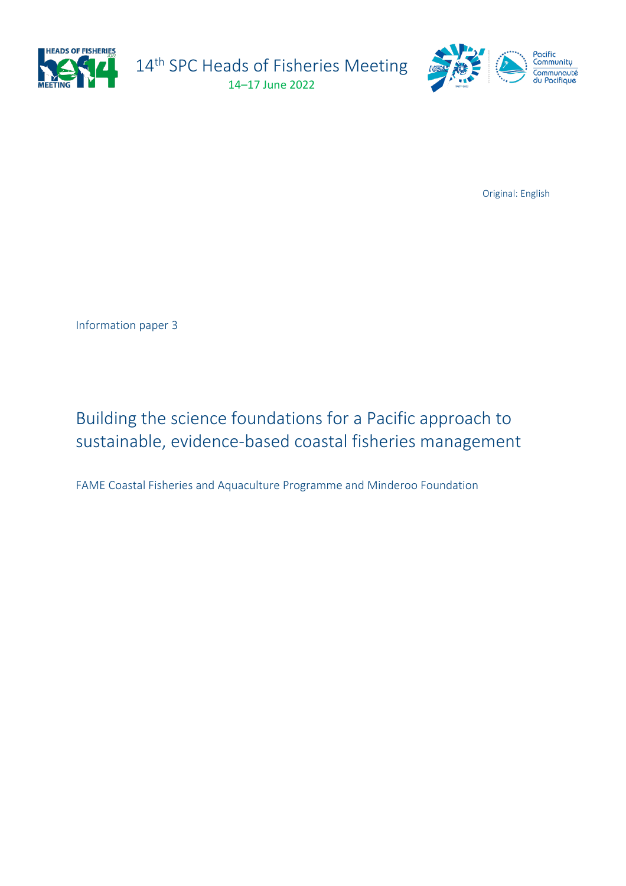14th SPC Heads of Fisheries Meeting

14–17 June 2022

Original: English

Information paper 3

# Building the science foundations for a Pacific approach to sustainable, evidence-based coastal fisheries management

FAME Coastal Fisheries and Aquaculture Programme and Minderoo Foundation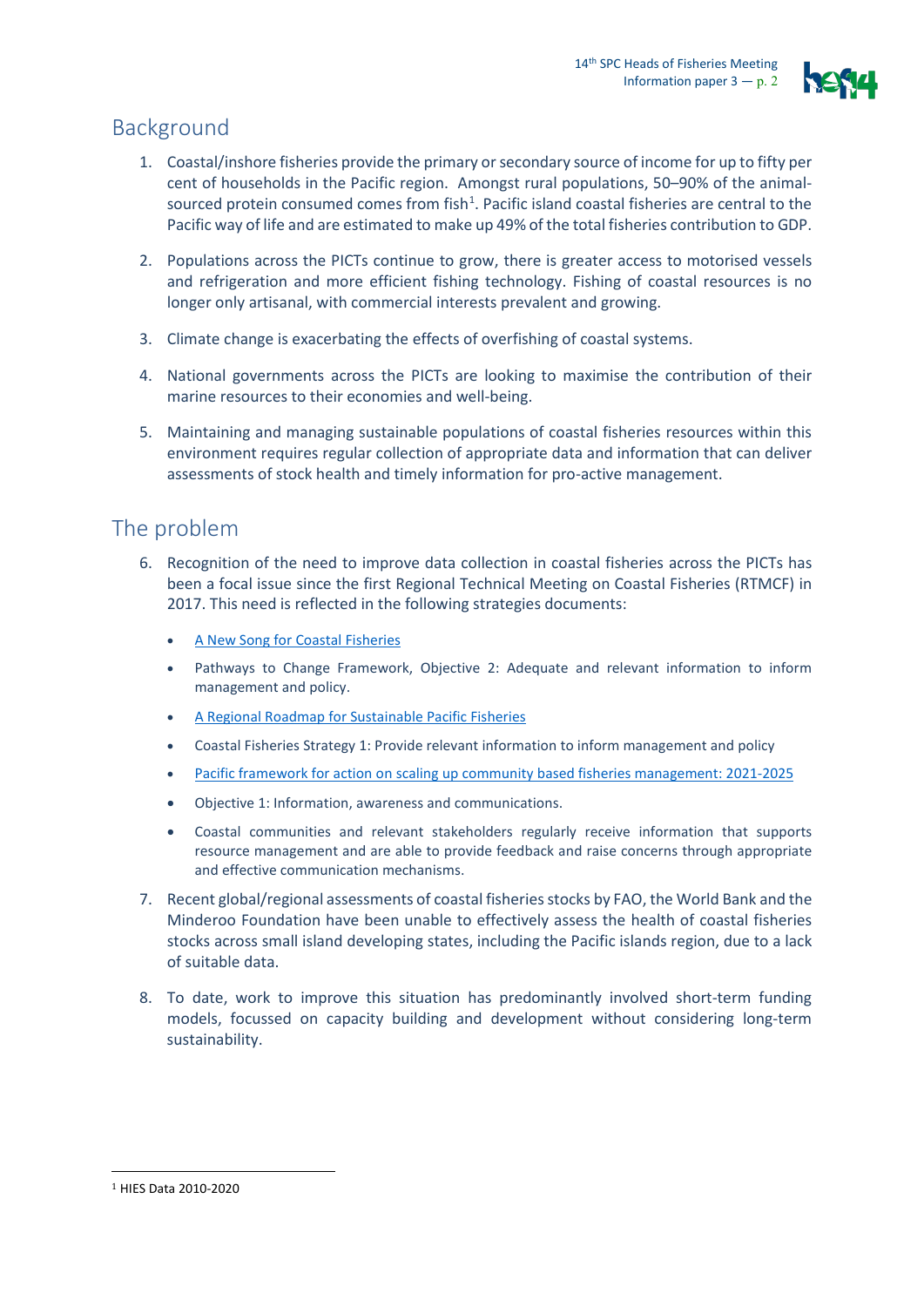## Background

1. Coastal/inshore fisheries provide the primary or secondary source of income for up to fifty per cent of households in the Pacific region. Amongst rural populations, 50–90% of the animal-sourced protein consumed comes from fish[1]. Pacific island coastal fisheries are central to the Pacific way of life and are estimated to make up 49% of the total fisheries contribution to GDP.

2. Populations across the PICTs continue to grow, there is greater access to motorised vessels and refrigeration and more efficient fishing technology. Fishing of coastal resources is no longer only artisanal, with commercial interests prevalent and growing.

3. Climate change is exacerbating the effects of overfishing of coastal systems.

4. National governments across the PICTs are looking to maximise the contribution of their marine resources to their economies and well-being.

5. Maintaining and managing sustainable populations of coastal fisheries resources within this environment requires regular collection of appropriate data and information that can deliver assessments of stock health and timely information for pro-active management.

## The problem

6. Recognition of the need to improve data collection in coastal fisheries across the PICTs has been a focal issue since the first Regional Technical Meeting on Coastal Fisheries (RTMCF) in 2017. This need is reflected in the following strategies documents:

   - A New Song for Coastal Fisheries
   - Pathways to Change Framework, Objective 2: Adequate and relevant information to inform management and policy.
   - A Regional Roadmap for Sustainable Pacific Fisheries
   - Coastal Fisheries Strategy 1: Provide relevant information to inform management and policy
   - Pacific framework for action on scaling up community based fisheries management: 2021-2025
   - Objective 1: Information, awareness and communications.
   - Coastal communities and relevant stakeholders regularly receive information that supports resource management and are able to provide feedback and raise concerns through appropriate and effective communication mechanisms.

7. Recent global/regional assessments of coastal fisheries stocks by FAO, the World Bank and the Minderoo Foundation have been unable to effectively assess the health of coastal fisheries stocks across small island developing states, including the Pacific islands region, due to a lack of suitable data.

8. To date, work to improve this situation has predominantly involved short-term funding models, focussed on capacity building and development without considering long-term sustainability.

---

[1] HIES Data 2010-2020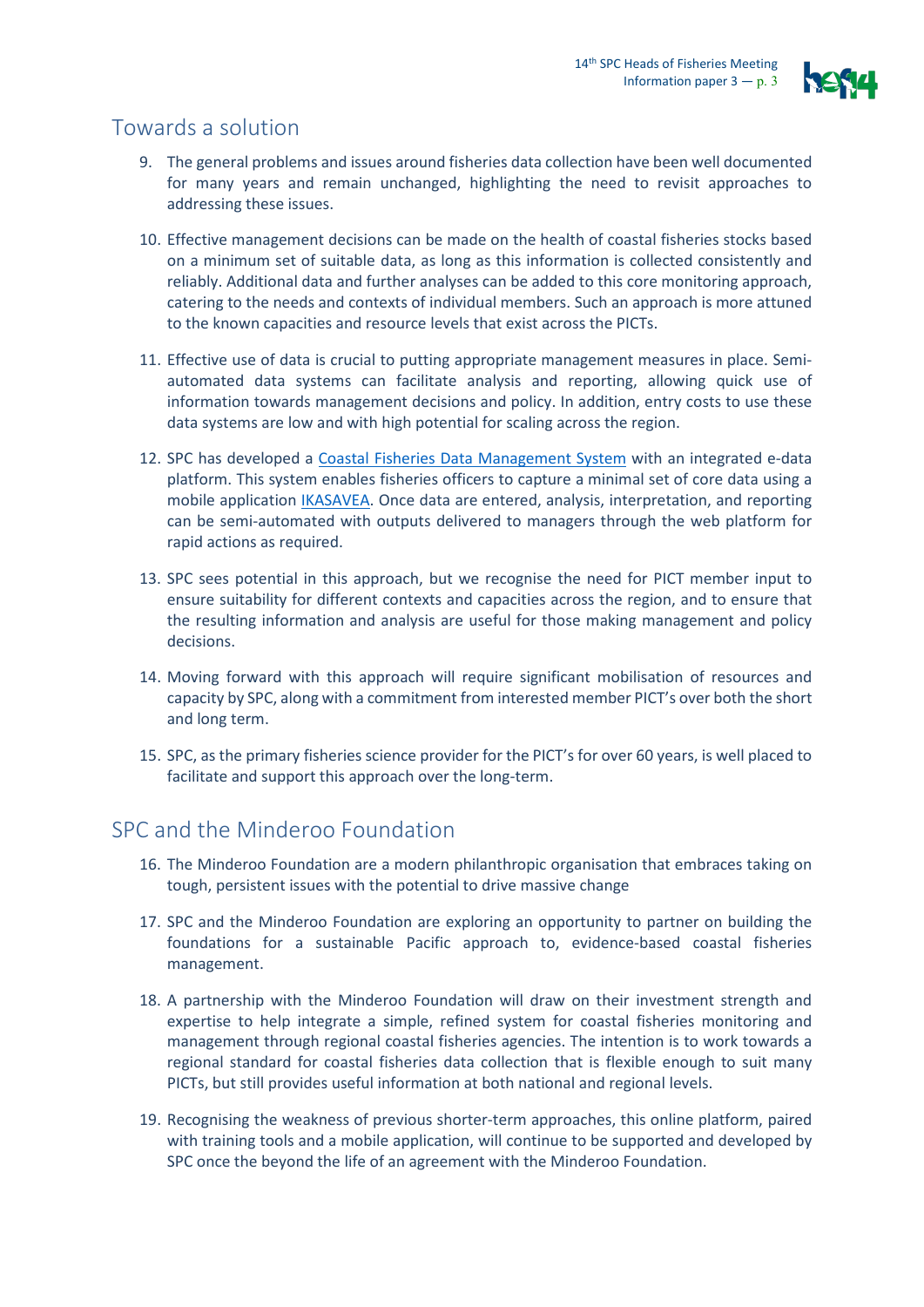## Towards a solution

9. The general problems and issues around fisheries data collection have been well documented for many years and remain unchanged, highlighting the need to revisit approaches to addressing these issues.

10. Effective management decisions can be made on the health of coastal fisheries stocks based on a minimum set of suitable data, as long as this information is collected consistently and reliably. Additional data and further analyses can be added to this core monitoring approach, catering to the needs and contexts of individual members. Such an approach is more attuned to the known capacities and resource levels that exist across the PICTs.

11. Effective use of data is crucial to putting appropriate management measures in place. Semi-automated data systems can facilitate analysis and reporting, allowing quick use of information towards management decisions and policy. In addition, entry costs to use these data systems are low and with high potential for scaling across the region.

12. SPC has developed a [Coastal Fisheries Data Management System]() with an integrated e-data platform. This system enables fisheries officers to capture a minimal set of core data using a mobile application [IKASAVEA](). Once data are entered, analysis, interpretation, and reporting can be semi-automated with outputs delivered to managers through the web platform for rapid actions as required.

13. SPC sees potential in this approach, but we recognise the need for PICT member input to ensure suitability for different contexts and capacities across the region, and to ensure that the resulting information and analysis are useful for those making management and policy decisions.

14. Moving forward with this approach will require significant mobilisation of resources and capacity by SPC, along with a commitment from interested member PICT's over both the short and long term.

15. SPC, as the primary fisheries science provider for the PICT's for over 60 years, is well placed to facilitate and support this approach over the long-term.

## SPC and the Minderoo Foundation

16. The Minderoo Foundation are a modern philanthropic organisation that embraces taking on tough, persistent issues with the potential to drive massive change

17. SPC and the Minderoo Foundation are exploring an opportunity to partner on building the foundations for a sustainable Pacific approach to, evidence-based coastal fisheries management.

18. A partnership with the Minderoo Foundation will draw on their investment strength and expertise to help integrate a simple, refined system for coastal fisheries monitoring and management through regional coastal fisheries agencies. The intention is to work towards a regional standard for coastal fisheries data collection that is flexible enough to suit many PICTs, but still provides useful information at both national and regional levels.

19. Recognising the weakness of previous shorter-term approaches, this online platform, paired with training tools and a mobile application, will continue to be supported and developed by SPC once the beyond the life of an agreement with the Minderoo Foundation.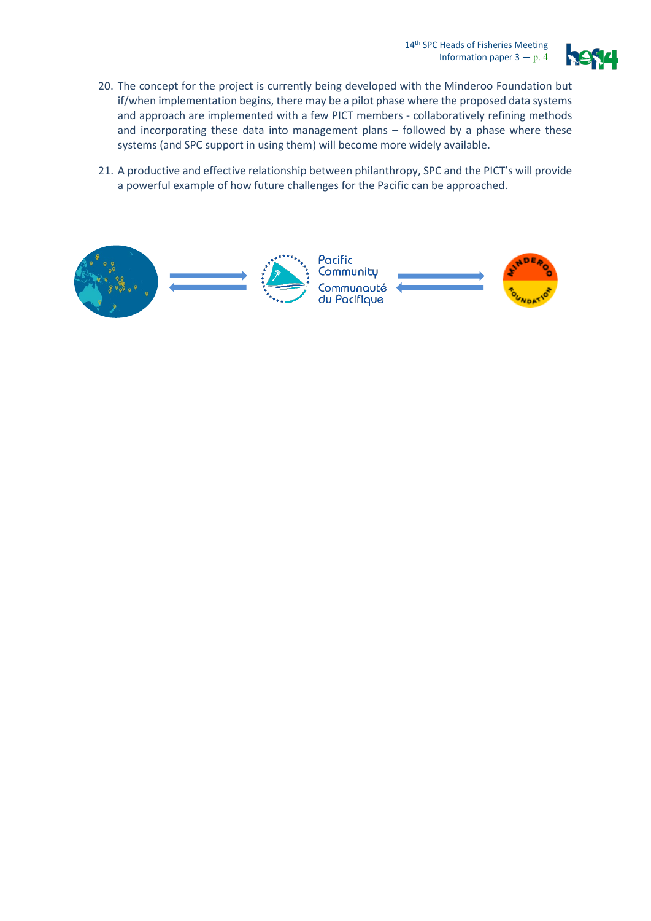20. The concept for the project is currently being developed with the Minderoo Foundation but if/when implementation begins, there may be a pilot phase where the proposed data systems and approach are implemented with a few PICT members - collaboratively refining methods and incorporating these data into management plans – followed by a phase where these systems (and SPC support in using them) will become more widely available.

21. A productive and effective relationship between philanthropy, SPC and the PICT's will provide a powerful example of how future challenges for the Pacific can be approached.